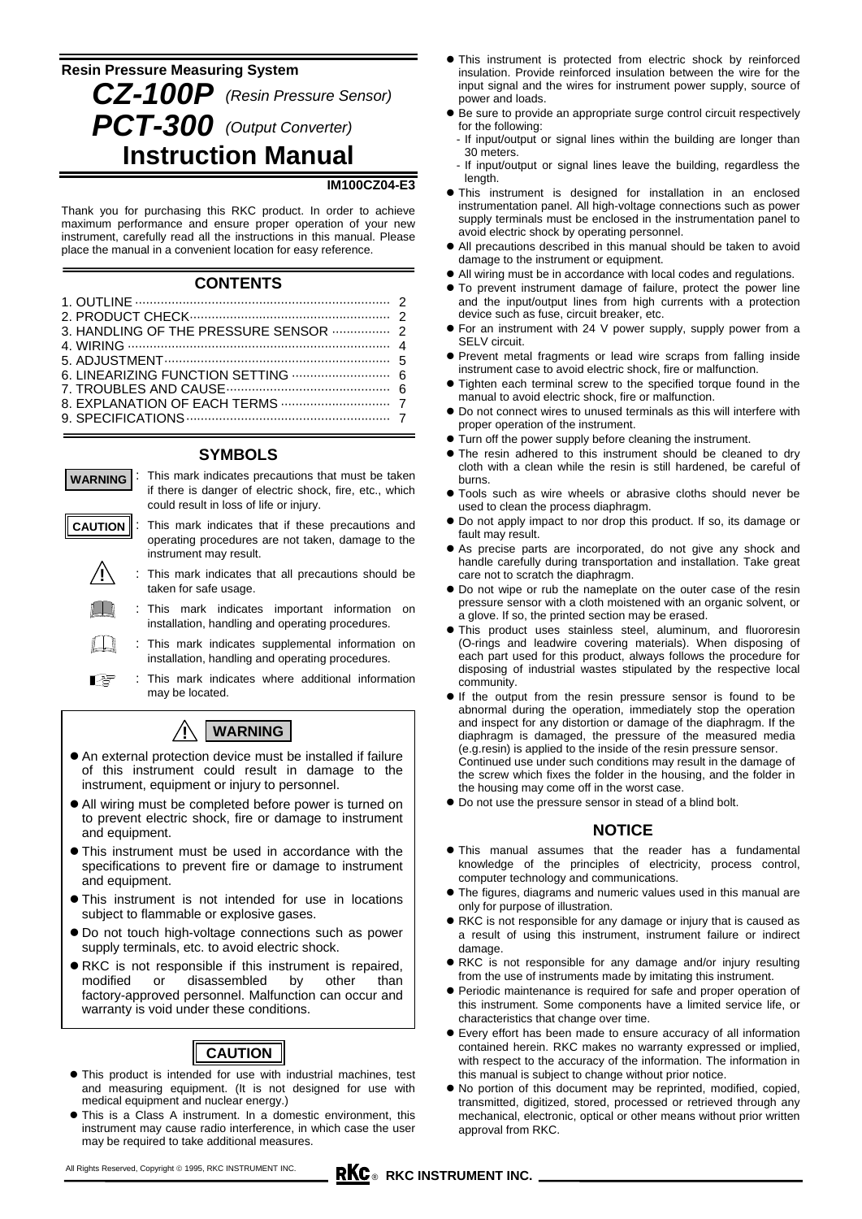**Resin Pressure Measuring System**

# *CZ-100P* *(Resin Pressure Sensor)*
# *PCT-300* *(Output Converter)*
# Instruction Manual

**IM100CZ04-E3**

Thank you for purchasing this RKC product. In order to achieve maximum performance and ensure proper operation of your new instrument, carefully read all the instructions in this manual. Please place the manual in a convenient location for easy reference.

## CONTENTS

1. OUTLINE ..................................................................... 2
2. PRODUCT CHECK...................................................... 2
3. HANDLING OF THE PRESSURE SENSOR ................ 2
4. WIRING ....................................................................... 4
5. ADJUSTMENT............................................................. 5
6. LINEARIZING FUNCTION SETTING .......................... 6
7. TROUBLES AND CAUSE............................................ 6
8. EXPLANATION OF EACH TERMS ............................. 7
9. SPECIFICATIONS....................................................... 7

## SYMBOLS

**WARNING** : This mark indicates precautions that must be taken if there is danger of electric shock, fire, etc., which could result in loss of life or injury.

**CAUTION** : This mark indicates that if these precautions and operating procedures are not taken, damage to the instrument may result.

⚠ : This mark indicates that all precautions should be taken for safe usage.

: This mark indicates important information on installation, handling and operating procedures.

: This mark indicates supplemental information on installation, handling and operating procedures.

☞ : This mark indicates where additional information may be located.

## ⚠ WARNING

- An external protection device must be installed if failure of this instrument could result in damage to the instrument, equipment or injury to personnel.
- All wiring must be completed before power is turned on to prevent electric shock, fire or damage to instrument and equipment.
- This instrument must be used in accordance with the specifications to prevent fire or damage to instrument and equipment.
- This instrument is not intended for use in locations subject to flammable or explosive gases.
- Do not touch high-voltage connections such as power supply terminals, etc. to avoid electric shock.
- RKC is not responsible if this instrument is repaired, modified or disassembled by other than factory-approved personnel. Malfunction can occur and warranty is void under these conditions.

## CAUTION

- This product is intended for use with industrial machines, test and measuring equipment. (It is not designed for use with medical equipment and nuclear energy.)
- This is a Class A instrument. In a domestic environment, this instrument may cause radio interference, in which case the user may be required to take additional measures.
- This instrument is protected from electric shock by reinforced insulation. Provide reinforced insulation between the wire for the input signal and the wires for instrument power supply, source of power and loads.
- Be sure to provide an appropriate surge control circuit respectively for the following:
  - If input/output or signal lines within the building are longer than 30 meters.
  - If input/output or signal lines leave the building, regardless the length.
- This instrument is designed for installation in an enclosed instrumentation panel. All high-voltage connections such as power supply terminals must be enclosed in the instrumentation panel to avoid electric shock by operating personnel.
- All precautions described in this manual should be taken to avoid damage to the instrument or equipment.
- All wiring must be in accordance with local codes and regulations.
- To prevent instrument damage of failure, protect the power line and the input/output lines from high currents with a protection device such as fuse, circuit breaker, etc.
- For an instrument with 24 V power supply, supply power from a SELV circuit.
- Prevent metal fragments or lead wire scraps from falling inside instrument case to avoid electric shock, fire or malfunction.
- Tighten each terminal screw to the specified torque found in the manual to avoid electric shock, fire or malfunction.
- Do not connect wires to unused terminals as this will interfere with proper operation of the instrument.
- Turn off the power supply before cleaning the instrument.
- The resin adhered to this instrument should be cleaned to dry cloth with a clean while the resin is still hardened, be careful of burns.
- Tools such as wire wheels or abrasive cloths should never be used to clean the process diaphragm.
- Do not apply impact to nor drop this product. If so, its damage or fault may result.
- As precise parts are incorporated, do not give any shock and handle carefully during transportation and installation. Take great care not to scratch the diaphragm.
- Do not wipe or rub the nameplate on the outer case of the resin pressure sensor with a cloth moistened with an organic solvent, or a glove. If so, the printed section may be erased.
- This product uses stainless steel, aluminum, and fluororesin (O-rings and leadwire covering materials). When disposing of each part used for this product, always follows the procedure for disposing of industrial wastes stipulated by the respective local community.
- If the output from the resin pressure sensor is found to be abnormal during the operation, immediately stop the operation and inspect for any distortion or damage of the diaphragm. If the diaphragm is damaged, the pressure of the measured media (e.g.resin) is applied to the inside of the resin pressure sensor. Continued use under such conditions may result in the damage of the screw which fixes the folder in the housing, and the folder in the housing may come off in the worst case.
- Do not use the pressure sensor in stead of a blind bolt.

## NOTICE

- This manual assumes that the reader has a fundamental knowledge of the principles of electricity, process control, computer technology and communications.
- The figures, diagrams and numeric values used in this manual are only for purpose of illustration.
- RKC is not responsible for any damage or injury that is caused as a result of using this instrument, instrument failure or indirect damage.
- RKC is not responsible for any damage and/or injury resulting from the use of instruments made by imitating this instrument.
- Periodic maintenance is required for safe and proper operation of this instrument. Some components have a limited service life, or characteristics that change over time.
- Every effort has been made to ensure accuracy of all information contained herein. RKC makes no warranty expressed or implied, with respect to the accuracy of the information. The information in this manual is subject to change without prior notice.
- No portion of this document may be reprinted, modified, copied, transmitted, digitized, stored, processed or retrieved through any mechanical, electronic, optical or other means without prior written approval from RKC.

All Rights Reserved, Copyright © 1995, RKC INSTRUMENT INC.

**RKC® RKC INSTRUMENT INC.**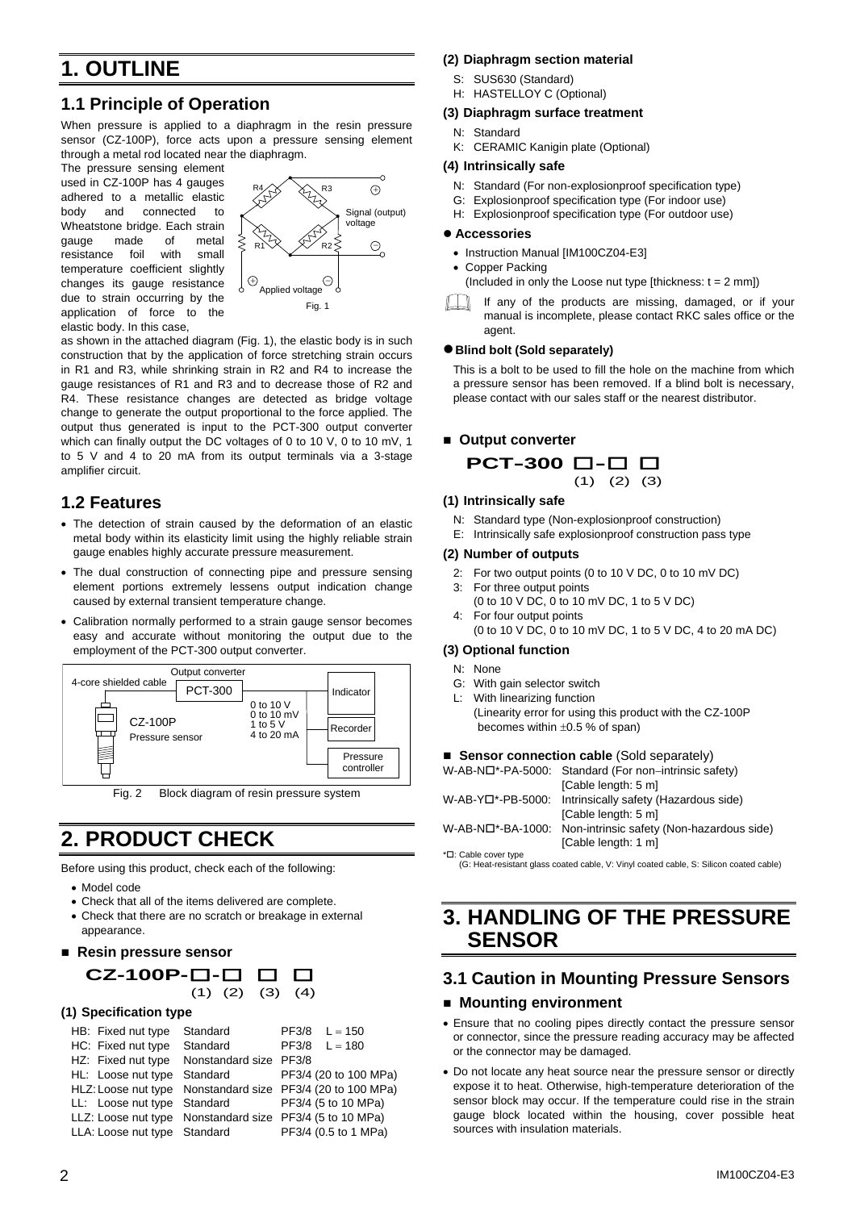# 1. OUTLINE

## 1.1 Principle of Operation

When pressure is applied to a diaphragm in the resin pressure sensor (CZ-100P), force acts upon a pressure sensing element through a metal rod located near the diaphragm.

The pressure sensing element used in CZ-100P has 4 gauges adhered to a metallic elastic body and connected to Wheatstone bridge. Each strain gauge made of metal resistance foil with small temperature coefficient slightly changes its gauge resistance due to strain occurring by the application of force to the elastic body. In this case, as shown in the attached diagram (Fig. 1), the elastic body is in such construction that by the application of force stretching strain occurs in R1 and R3, while shrinking strain in R2 and R4 to increase the gauge resistances of R1 and R3 and to decrease those of R2 and R4. These resistance changes are detected as bridge voltage change to generate the output proportional to the force applied. The output thus generated is input to the PCT-300 output converter which can finally output the DC voltages of 0 to 10 V, 0 to 10 mV, 1 to 5 V and 4 to 20 mA from its output terminals via a 3-stage amplifier circuit.

R4
R3
R1
R2
Signal (output) voltage
Applied voltage

Fig. 1

## 1.2 Features

- The detection of strain caused by the deformation of an elastic metal body within its elasticity limit using the highly reliable strain gauge enables highly accurate pressure measurement.
- The dual construction of connecting pipe and pressure sensing element portions extremely lessens output indication change caused by external transient temperature change.
- Calibration normally performed to a strain gauge sensor becomes easy and accurate without monitoring the output due to the employment of the PCT-300 output converter.

Output converter
4-core shielded cable
PCT-300
CZ-100P
Pressure sensor
0 to 10 V
0 to 10 mV
1 to 5 V
4 to 20 mA
Indicator
Recorder
Pressure controller

Fig. 2 Block diagram of resin pressure system

# 2. PRODUCT CHECK

Before using this product, check each of the following:

- Model code
- Check that all of the items delivered are complete.
- Check that there are no scratch or breakage in external appearance.

### ■ Resin pressure sensor

**CZ-100P-□-□ □ □**
(1) (2) (3) (4)

#### (1) Specification type

| | | | |
|---|---|---|---|
| HB: Fixed nut type | Standard | PF3/8 | L = 150 |
| HC: Fixed nut type | Standard | PF3/8 | L = 180 |
| HZ: Fixed nut type | Nonstandard size | PF3/8 | |
| HL: Loose nut type | Standard | PF3/4 (20 to 100 MPa) | |
| HLZ: Loose nut type | Nonstandard size | PF3/4 (20 to 100 MPa) | |
| LL: Loose nut type | Standard | PF3/4 (5 to 10 MPa) | |
| LLZ: Loose nut type | Nonstandard size | PF3/4 (5 to 10 MPa) | |
| LLA: Loose nut type | Standard | PF3/4 (0.5 to 1 MPa) | |

#### (2) Diaphragm section material

S: SUS630 (Standard)
H: HASTELLOY C (Optional)

#### (3) Diaphragm surface treatment

N: Standard
K: CERAMIC Kanigin plate (Optional)

#### (4) Intrinsically safe

N: Standard (For non-explosionproof specification type)
G: Explosionproof specification type (For indoor use)
H: Explosionproof specification type (For outdoor use)

#### ● Accessories

- Instruction Manual [IM100CZ04-E3]
- Copper Packing
  (Included in only the Loose nut type [thickness: t = 2 mm])

If any of the products are missing, damaged, or if your manual is incomplete, please contact RKC sales office or the agent.

#### ● Blind bolt (Sold separately)

This is a bolt to be used to fill the hole on the machine from which a pressure sensor has been removed. If a blind bolt is necessary, please contact with our sales staff or the nearest distributor.

### ■ Output converter

**PCT-300 □-□ □**
(1) (2) (3)

#### (1) Intrinsically safe

N: Standard type (Non-explosionproof construction)
E: Intrinsically safe explosionproof construction pass type

#### (2) Number of outputs

2: For two output points (0 to 10 V DC, 0 to 10 mV DC)
3: For three output points
(0 to 10 V DC, 0 to 10 mV DC, 1 to 5 V DC)
4: For four output points
(0 to 10 V DC, 0 to 10 mV DC, 1 to 5 V DC, 4 to 20 mA DC)

#### (3) Optional function

N: None
G: With gain selector switch
L: With linearizing function
(Linearity error for using this product with the CZ-100P becomes within ±0.5 % of span)

### ■ Sensor connection cable (Sold separately)

| | |
|---|---|
| W-AB-N□*-PA-5000: | Standard (For non–intrinsic safety) [Cable length: 5 m] |
| W-AB-Y□*-PB-5000: | Intrinsically safety (Hazardous side) [Cable length: 5 m] |
| W-AB-N□*-BA-1000: | Non-intrinsic safety (Non-hazardous side) [Cable length: 1 m] |

*□: Cable cover type
(G: Heat-resistant glass coated cable, V: Vinyl coated cable, S: Silicon coated cable)

# 3. HANDLING OF THE PRESSURE SENSOR

## 3.1 Caution in Mounting Pressure Sensors

### ■ Mounting environment

- Ensure that no cooling pipes directly contact the pressure sensor or connector, since the pressure reading accuracy may be affected or the connector may be damaged.
- Do not locate any heat source near the pressure sensor or directly expose it to heat. Otherwise, high-temperature deterioration of the sensor block may occur. If the temperature could rise in the strain gauge block located within the housing, cover possible heat sources with insulation materials.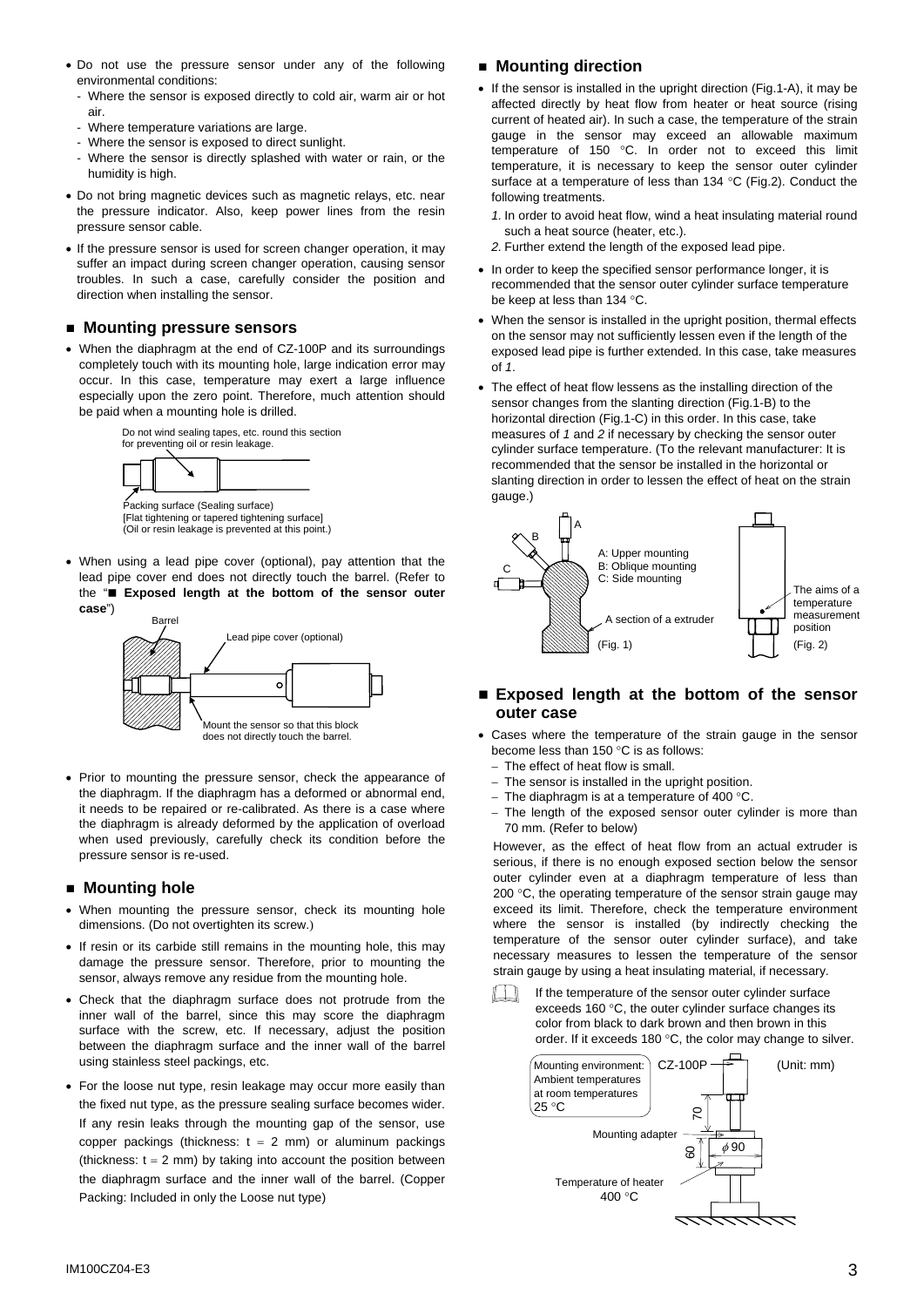- Do not use the pressure sensor under any of the following environmental conditions:
  - Where the sensor is exposed directly to cold air, warm air or hot air.
  - Where temperature variations are large.
  - Where the sensor is exposed to direct sunlight.
  - Where the sensor is directly splashed with water or rain, or the humidity is high.
- Do not bring magnetic devices such as magnetic relays, etc. near the pressure indicator. Also, keep power lines from the resin pressure sensor cable.
- If the pressure sensor is used for screen changer operation, it may suffer an impact during screen changer operation, causing sensor troubles. In such a case, carefully consider the position and direction when installing the sensor.

## ■ Mounting pressure sensors

- When the diaphragm at the end of CZ-100P and its surroundings completely touch with its mounting hole, large indication error may occur. In this case, temperature may exert a large influence especially upon the zero point. Therefore, much attention should be paid when a mounting hole is drilled.

Do not wind sealing tapes, etc. round this section for preventing oil or resin leakage.

Packing surface (Sealing surface)
[Flat tightening or tapered tightening surface]
(Oil or resin leakage is prevented at this point.)

- When using a lead pipe cover (optional), pay attention that the lead pipe cover end does not directly touch the barrel. (Refer to the "**■ Exposed length at the bottom of the sensor outer case**")

Barrel

Lead pipe cover (optional)

Mount the sensor so that this block does not directly touch the barrel.

- Prior to mounting the pressure sensor, check the appearance of the diaphragm. If the diaphragm has a deformed or abnormal end, it needs to be repaired or re-calibrated. As there is a case where the diaphragm is already deformed by the application of overload when used previously, carefully check its condition before the pressure sensor is re-used.

## ■ Mounting hole

- When mounting the pressure sensor, check its mounting hole dimensions. (Do not overtighten its screw.)
- If resin or its carbide still remains in the mounting hole, this may damage the pressure sensor. Therefore, prior to mounting the sensor, always remove any residue from the mounting hole.
- Check that the diaphragm surface does not protrude from the inner wall of the barrel, since this may score the diaphragm surface with the screw, etc. If necessary, adjust the position between the diaphragm surface and the inner wall of the barrel using stainless steel packings, etc.
- For the loose nut type, resin leakage may occur more easily than the fixed nut type, as the pressure sealing surface becomes wider. If any resin leaks through the mounting gap of the sensor, use copper packings (thickness: t = 2 mm) or aluminum packings (thickness: t = 2 mm) by taking into account the position between the diaphragm surface and the inner wall of the barrel. (Copper Packing: Included in only the Loose nut type)

## ■ Mounting direction

- If the sensor is installed in the upright direction (Fig.1-A), it may be affected directly by heat flow from heater or heat source (rising current of heated air). In such a case, the temperature of the strain gauge in the sensor may exceed an allowable maximum temperature of 150 °C. In order not to exceed this limit temperature, it is necessary to keep the sensor outer cylinder surface at a temperature of less than 134 °C (Fig.2). Conduct the following treatments.
  *1.* In order to avoid heat flow, wind a heat insulating material round such a heat source (heater, etc.).
  *2.* Further extend the length of the exposed lead pipe.
- In order to keep the specified sensor performance longer, it is recommended that the sensor outer cylinder surface temperature be keep at less than 134 °C.
- When the sensor is installed in the upright position, thermal effects on the sensor may not sufficiently lessen even if the length of the exposed lead pipe is further extended. In this case, take measures of *1*.
- The effect of heat flow lessens as the installing direction of the sensor changes from the slanting direction (Fig.1-B) to the horizontal direction (Fig.1-C) in this order. In this case, take measures of *1* and *2* if necessary by checking the sensor outer cylinder surface temperature. (To the relevant manufacturer: It is recommended that the sensor be installed in the horizontal or slanting direction in order to lessen the effect of heat on the strain gauge.)

A
B
C
A: Upper mounting
B: Oblique mounting
C: Side mounting
A section of a extruder
(Fig. 1)

The aims of a temperature measurement position
(Fig. 2)

## ■ Exposed length at the bottom of the sensor outer case

- Cases where the temperature of the strain gauge in the sensor become less than 150 °C is as follows:
  - The effect of heat flow is small.
  - The sensor is installed in the upright position.
  - The diaphragm is at a temperature of 400 °C.
  - The length of the exposed sensor outer cylinder is more than 70 mm. (Refer to below)

  However, as the effect of heat flow from an actual extruder is serious, if there is no enough exposed section below the sensor outer cylinder even at a diaphragm temperature of less than 200 °C, the operating temperature of the sensor strain gauge may exceed its limit. Therefore, check the temperature environment where the sensor is installed (by indirectly checking the temperature of the sensor outer cylinder surface), and take necessary measures to lessen the temperature of the sensor strain gauge by using a heat insulating material, if necessary.

If the temperature of the sensor outer cylinder surface exceeds 160 °C, the outer cylinder surface changes its color from black to dark brown and then brown in this order. If it exceeds 180 °C, the color may change to silver.

Mounting environment: Ambient temperatures at room temperatures 25 °C
CZ-100P
(Unit: mm)
70
Mounting adapter
60
$\phi$90
Temperature of heater 400 °C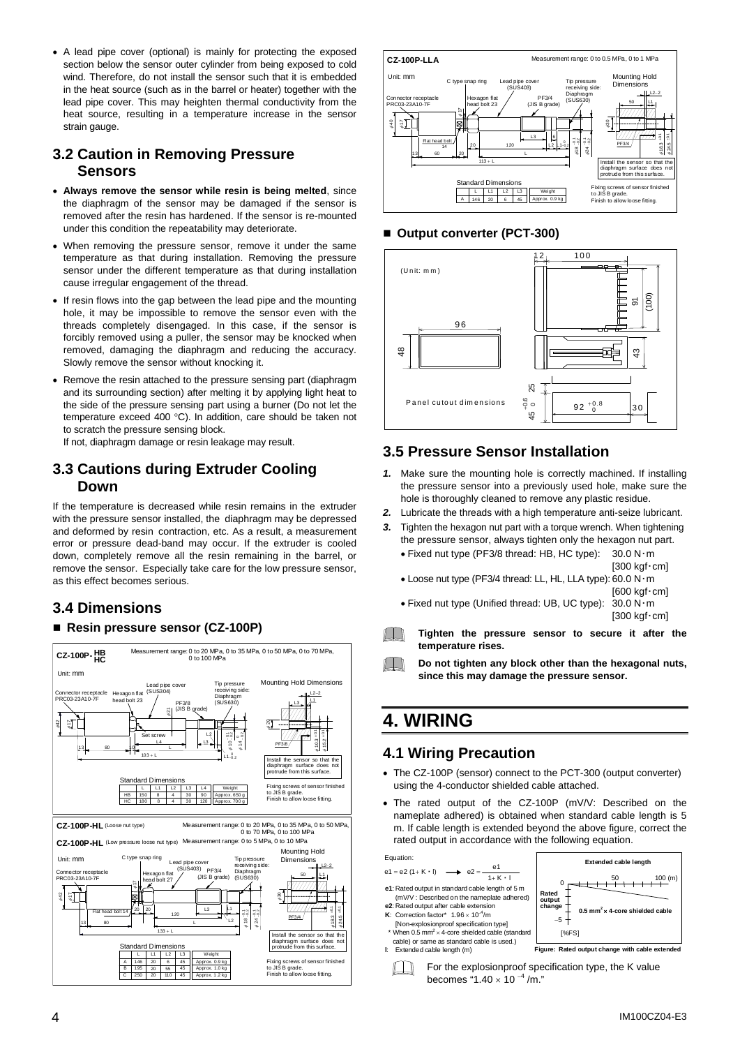- A lead pipe cover (optional) is mainly for protecting the exposed section below the sensor outer cylinder from being exposed to cold wind. Therefore, do not install the sensor such that it is embedded in the heat source (such as in the barrel or heater) together with the lead pipe cover. This may heighten thermal conductivity from the heat source, resulting in a temperature increase in the sensor strain gauge.

## 3.2 Caution in Removing Pressure Sensors

- **Always remove the sensor while resin is being melted**, since the diaphragm of the sensor may be damaged if the sensor is removed after the resin has hardened. If the sensor is re-mounted under this condition the repeatability may deteriorate.
- When removing the pressure sensor, remove it under the same temperature as that during installation. Removing the pressure sensor under the different temperature as that during installation cause irregular engagement of the thread.
- If resin flows into the gap between the lead pipe and the mounting hole, it may be impossible to remove the sensor even with the threads completely disengaged. In this case, if the sensor is forcibly removed using a puller, the sensor may be knocked when removed, damaging the diaphragm and reducing the accuracy. Slowly remove the sensor without knocking it.
- Remove the resin attached to the pressure sensing part (diaphragm and its surrounding section) after melting it by applying light heat to the side of the pressure sensing part using a burner (Do not let the temperature exceed 400 °C). In addition, care should be taken not to scratch the pressure sensing block.
  If not, diaphragm damage or resin leakage may result.

## 3.3 Cautions during Extruder Cooling Down

If the temperature is decreased while resin remains in the extruder with the pressure sensor installed, the diaphragm may be depressed and deformed by resin contraction, etc. As a result, a measurement error or pressure dead-band may occur. If the extruder is cooled down, completely remove all the resin remaining in the barrel, or remove the sensor. Especially take care for the low pressure sensor, as this effect becomes serious.

## 3.4 Dimensions

### ■ Resin pressure sensor (CZ-100P)

**CZ-100P-HB / HC**

Measurement range: 0 to 20 MPa, 0 to 35 MPa, 0 to 50 MPa, 0 to 70 MPa, 0 to 100 MPa

Unit: mm

Connector receptacle PRC03-23A10-7F
Hexagon flat head bolt 23
Lead pipe cover (SUS304)
PF3/8 (JIS B grade)
Tip pressure receiving side: Diaphragm (SUS630)
Set screw

Mounting Hold Dimensions

Install the sensor so that the diaphragm surface does not protrude from this surface.

Fixing screws of sensor finished to JIS B grade. Finish to allow loose fitting.

Standard Dimensions

| | L | L1 | L2 | L3 | L4 | Weight |
|---|---|---|---|---|---|---|
| HB | 150 | 8 | 4 | 30 | 90 | Approx. 650 g |
| HC | 180 | 8 | 4 | 30 | 120 | Approx. 700 g |

**CZ-100P-HL** (Loose nut type) Measurement range: 0 to 20 MPa, 0 to 35 MPa, 0 to 50 MPa, 0 to 70 MPa, 0 to 100 MPa

**CZ-100P-HL** (Low pressure loose nut type) Measurement range: 0 to 5 MPa, 0 to 10 MPa

Unit: mm

Connector receptacle PRC03-23A10-7F
C type snap ring
Hexagon flat head bolt 27
Lead pipe cover (SUS403)
PF3/4 (JIS B grade)
Tip pressure receiving side: Diaphragm (SUS630)
Flat head bolt 14

Mounting Hold Dimensions

Install the sensor so that the diaphragm surface does not protrude from this surface.

Fixing screws of sensor finished to JIS B grade. Finish to allow loose fitting.

Standard Dimensions

| | L | L1 | L2 | L3 | Weight |
|---|---|---|---|---|---|
| A | 146 | 20 | 6 | 45 | Approx. 0.9 kg |
| B | 195 | 20 | 55 | 45 | Approx. 1.0 kg |
| C | 250 | 20 | 110 | 45 | Approx. 1.2 kg |

**CZ-100P-LLA** Measurement range: 0 to 0.5 MPa, 0 to 1 MPa

Unit: mm

Connector receptacle PRC03-23A10-7F
C type snap ring
Hexagon flat head bolt 23
Lead pipe cover (SUS403)
PF3/4 (JIS B grade)
Tip pressure receiving side: Diaphragm (SUS630)
Flat head bolt 14

Mounting Hold Dimensions

Install the sensor so that the diaphragm surface does not protrude from this surface.

Fixing screws of sensor finished to JIS B grade. Finish to allow loose fitting.

Standard Dimensions

| | L | L1 | L2 | L3 | Weight |
|---|---|---|---|---|---|
| A | 146 | 20 | 6 | 45 | Approx. 0.9 kg |

### ■ Output converter (PCT-300)

(Unit: mm)

Panel cutout dimensions

## 3.5 Pressure Sensor Installation

1. Make sure the mounting hole is correctly machined. If installing the pressure sensor into a previously used hole, make sure the hole is thoroughly cleaned to remove any plastic residue.
2. Lubricate the threads with a high temperature anti-seize lubricant.
3. Tighten the hexagon nut part with a torque wrench. When tightening the pressure sensor, always tighten only the hexagon nut part.
   - Fixed nut type (PF3/8 thread: HB, HC type): 30.0 N·m [300 kgf·cm]
   - Loose nut type (PF3/4 thread: LL, HL, LLA type): 60.0 N·m [600 kgf·cm]
   - Fixed nut type (Unified thread: UB, UC type): 30.0 N·m [300 kgf·cm]

**Tighten the pressure sensor to secure it after the temperature rises.**

**Do not tighten any block other than the hexagonal nuts, since this may damage the pressure sensor.**

# 4. WIRING

## 4.1 Wiring Precaution

- The CZ-100P (sensor) connect to the PCT-300 (output converter) using the 4-conductor shielded cable attached.
- The rated output of the CZ-100P (mV/V: Described on the nameplate adhered) is obtained when standard cable length is 5 m. If cable length is extended beyond the above figure, correct the rated output in accordance with the following equation.

Equation:

$$e1 = e2\,(1 + K \cdot l) \longrightarrow e2 = \frac{e1}{1 + K \cdot l}$$

**e1**: Rated output in standard cable length of 5 m (mV/V : Described on the nameplate adhered)
**e2**: Rated output after cable extension
**K**: Correction factor* $1.96 \times 10^{-4}$/m [Non-explosionproof specification type]
\* When 0.5 mm² × 4-core shielded cable (standard cable) or same as standard cable is used.)
**l**: Extended cable length (m)

Extended cable length
0
50
100 (m)
Rated output change
−5
[%FS]
0.5 mm² × 4-core shielded cable

Figure: Rated output change with cable extended

For the explosionproof specification type, the K value becomes "$1.40 \times 10^{-4}$ /m."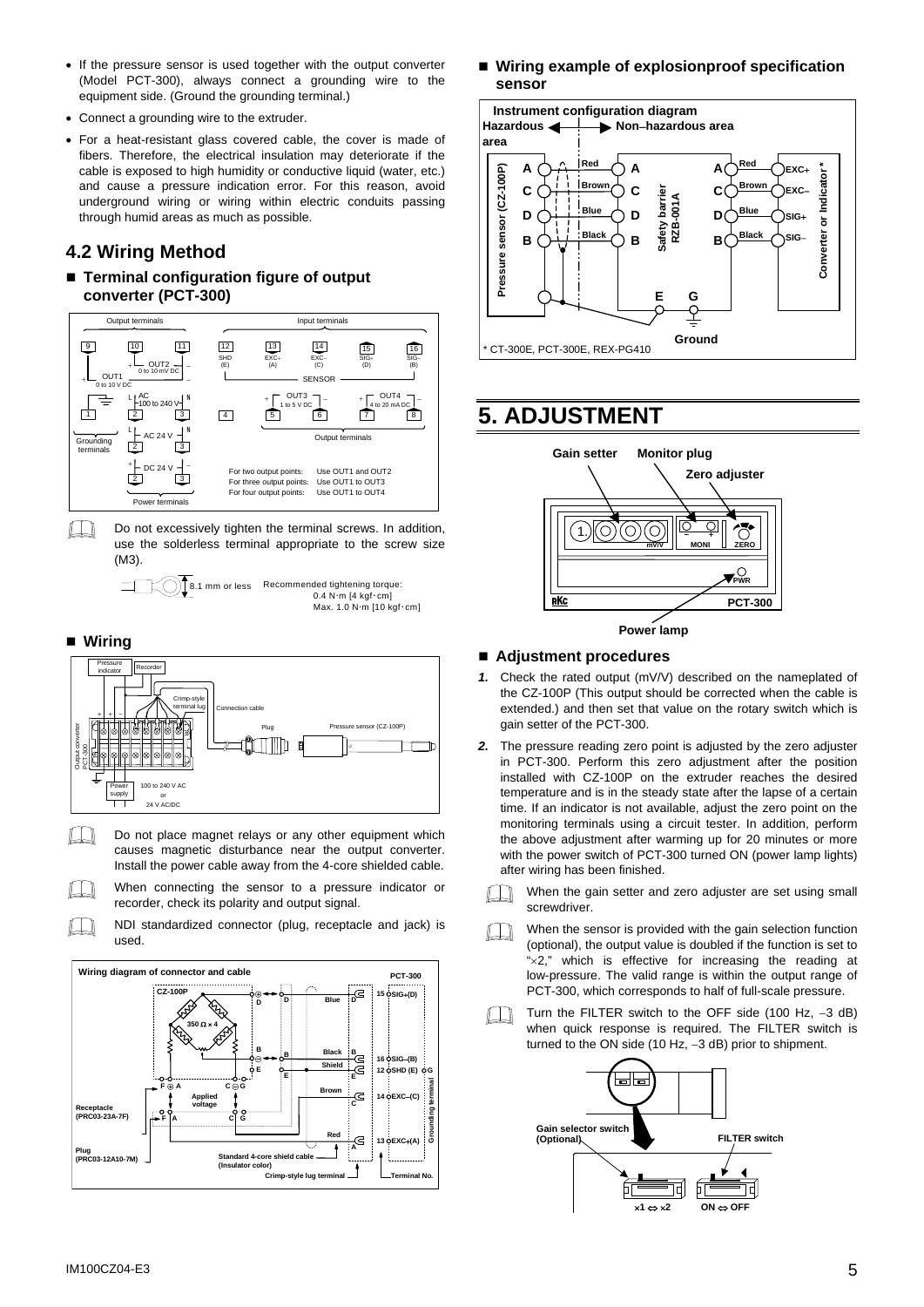- If the pressure sensor is used together with the output converter (Model PCT-300), always connect a grounding wire to the equipment side. (Ground the grounding terminal.)
- Connect a grounding wire to the extruder.
- For a heat-resistant glass covered cable, the cover is made of fibers. Therefore, the electrical insulation may deteriorate if the cable is exposed to high humidity or conductive liquid (water, etc.) and cause a pressure indication error. For this reason, avoid underground wiring or wiring within electric conduits passing through humid areas as much as possible.

## 4.2 Wiring Method

### ■ Terminal configuration figure of output converter (PCT-300)

Output terminals
Input terminals
9 10 11 12 13 14 15 16
SHD (E) EXC+ (A) EXC– (C) SIG+ (D) SIG– (B)
OUT1 0 to 10 V DC
OUT2 0 to 10 mV DC
SENSOR
AC 100 to 240 V
OUT3 1 to 5 V DC
OUT4 4 to 20 mA DC
1 2 3 4 5 6 7 8
Grounding terminals
AC 24 V
DC 24 V
Power terminals
Output terminals
For two output points: Use OUT1 and OUT2
For three output points: Use OUT1 to OUT3
For four output points: Use OUT1 to OUT4

Do not excessively tighten the terminal screws. In addition, use the solderless terminal appropriate to the screw size (M3).

8.1 mm or less
Recommended tightening torque: 0.4 N·m [4 kgf·cm]
Max. 1.0 N·m [10 kgf·cm]

### ■ Wiring

Pressure indicator
Recorder
Crimp-style terminal lug
Connection cable
Plug
Pressure sensor (CZ-100P)
Output converter (PCT-300)
Power supply
100 to 240 V AC or 24 V AC/DC

Do not place magnet relays or any other equipment which causes magnetic disturbance near the output converter. Install the power cable away from the 4-core shielded cable.

When connecting the sensor to a pressure indicator or recorder, check its polarity and output signal.

NDI standardized connector (plug, receptacle and jack) is used.

**Wiring diagram of connector and cable**

PCT-300
CZ-100P
350 Ω × 4
D Blue D 15 SIG+(D)
B Black B 16 SIG–(B)
E Shield E 12 SHD (E) G
F A C G
Applied voltage
Brown C 14 EXC–(C)
Receptacle (PRC03-23A-7F)
Red A 13 EXC+(A)
Grounding terminal
Plug (PRC03-12A10-7M)
Standard 4-core shield cable (Insulator color)
Crimp-style lug terminal
Terminal No.

### ■ Wiring example of explosionproof specification sensor

**Instrument configuration diagram**

Hazardous area | Non–hazardous area

Pressure sensor (CZ-100P)
A Red A
C Brown C
D Blue D
B Black B
Safety barrier RZB-001A
E G
A Red EXC+
C Brown EXC–
D Blue SIG+
B Black SIG–
Converter or Indicator *
Ground

\* CT-300E, PCT-300E, REX-PG410

# 5. ADJUSTMENT

Gain setter
Monitor plug
Zero adjuster
mV/V MONI ZERO
PWR
RKC PCT-300
Power lamp

### ■ Adjustment procedures

1. Check the rated output (mV/V) described on the nameplated of the CZ-100P (This output should be corrected when the cable is extended.) and then set that value on the rotary switch which is gain setter of the PCT-300.
2. The pressure reading zero point is adjusted by the zero adjuster in PCT-300. Perform this zero adjustment after the position installed with CZ-100P on the extruder reaches the desired temperature and is in the steady state after the lapse of a certain time. If an indicator is not available, adjust the zero point on the monitoring terminals using a circuit tester. In addition, perform the above adjustment after warming up for 20 minutes or more with the power switch of PCT-300 turned ON (power lamp lights) after wiring has been finished.

When the gain setter and zero adjuster are set using small screwdriver.

When the sensor is provided with the gain selection function (optional), the output value is doubled if the function is set to "×2," which is effective for increasing the reading at low-pressure. The valid range is within the output range of PCT-300, which corresponds to half of full-scale pressure.

Turn the FILTER switch to the OFF side (100 Hz, −3 dB) when quick response is required. The FILTER switch is turned to the ON side (10 Hz, −3 dB) prior to shipment.

Gain selector switch (Optional)
FILTER switch
×1 ⇔ ×2
ON ⇔ OFF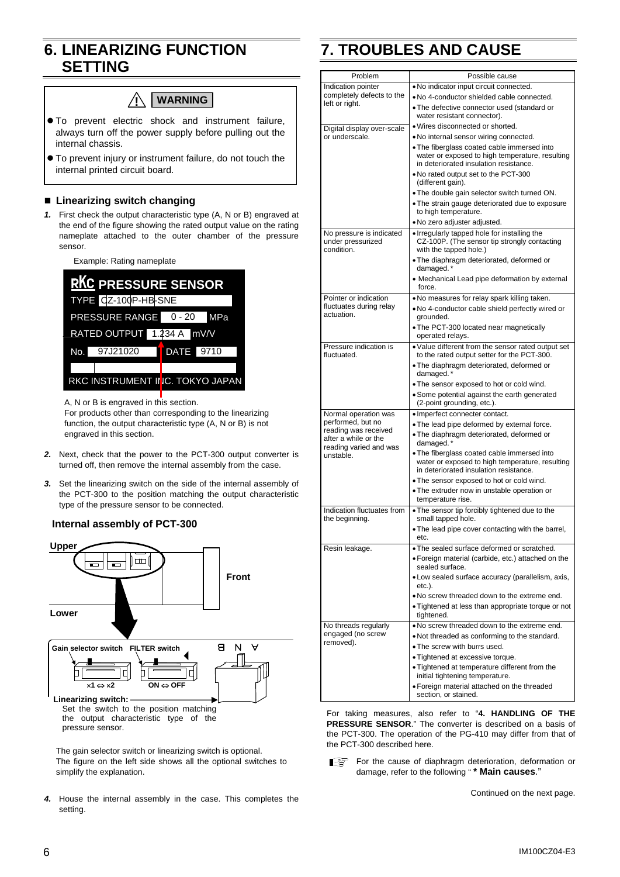# 6. LINEARIZING FUNCTION SETTING

**WARNING**

- To prevent electric shock and instrument failure, always turn off the power supply before pulling out the internal chassis.
- To prevent injury or instrument failure, do not touch the internal printed circuit board.

### ■ Linearizing switch changing

***1.*** First check the output characteristic type (A, N or B) engraved at the end of the figure showing the rated output value on the rating nameplate attached to the outer chamber of the pressure sensor.

Example: Rating nameplate

RKC PRESSURE SENSOR
TYPE CZ-100P-HB-SNE
PRESSURE RANGE 0 - 20 MPa
RATED OUTPUT 1.234 A mV/V
No. 97J21020 DATE 9710
RKC INSTRUMENT INC. TOKYO JAPAN

A, N or B is engraved in this section.
For products other than corresponding to the linearizing function, the output characteristic type (A, N or B) is not engraved in this section.

***2.*** Next, check that the power to the PCT-300 output converter is turned off, then remove the internal assembly from the case.

***3.*** Set the linearizing switch on the side of the internal assembly of the PCT-300 to the position matching the output characteristic type of the pressure sensor to be connected.

**Internal assembly of PCT-300**

Upper
Front
Lower
Gain selector switch
FILTER switch
×1 ⇔ ×2
ON ⇔ OFF
B N A
**Linearizing switch:**
Set the switch to the position matching the output characteristic type of the pressure sensor.

The gain selector switch or linearizing switch is optional.
The figure on the left side shows all the optional switches to simplify the explanation.

***4.*** House the internal assembly in the case. This completes the setting.

# 7. TROUBLES AND CAUSE

| Problem | Possible cause |
|---|---|
| Indication pointer completely defects to the left or right. | • No indicator input circuit connected.<br>• No 4-conductor shielded cable connected.<br>• The defective connector used (standard or water resistant connector). |
| Digital display over-scale or underscale. | • Wires disconnected or shorted.<br>• No internal sensor wiring connected.<br>• The fiberglass coated cable immersed into water or exposed to high temperature, resulting in deteriorated insulation resistance.<br>• No rated output set to the PCT-300 (different gain).<br>• The double gain selector switch turned ON.<br>• The strain gauge deteriorated due to exposure to high temperature.<br>• No zero adjuster adjusted. |
| No pressure is indicated under pressurized condition. | • Irregularly tapped hole for installing the CZ-100P. (The sensor tip strongly contacting with the tapped hole.)<br>• The diaphragm deteriorated, deformed or damaged. *<br>• Mechanical Lead pipe deformation by external force. |
| Pointer or indication fluctuates during relay actuation. | • No measures for relay spark killing taken.<br>• No 4-conductor cable shield perfectly wired or grounded.<br>• The PCT-300 located near magnetically operated relays. |
| Pressure indication is fluctuated. | • Value different from the sensor rated output set to the rated output setter for the PCT-300.<br>• The diaphragm deteriorated, deformed or damaged. *<br>• The sensor exposed to hot or cold wind.<br>• Some potential against the earth generated (2-point grounding, etc.). |
| Normal operation was performed, but no reading was received after a while or the reading varied and was unstable. | • Imperfect connecter contact.<br>• The lead pipe deformed by external force.<br>• The diaphragm deteriorated, deformed or damaged. *<br>• The fiberglass coated cable immersed into water or exposed to high temperature, resulting in deteriorated insulation resistance.<br>• The sensor exposed to hot or cold wind.<br>• The extruder now in unstable operation or temperature rise. |
| Indication fluctuates from the beginning. | • The sensor tip forcibly tightened due to the small tapped hole.<br>• The lead pipe cover contacting with the barrel, etc. |
| Resin leakage. | • The sealed surface deformed or scratched.<br>• Foreign material (carbide, etc.) attached on the sealed surface.<br>• Low sealed surface accuracy (parallelism, axis, etc.).<br>• No screw threaded down to the extreme end.<br>• Tightened at less than appropriate torque or not tightened. |
| No threads regularly engaged (no screw removed). | • No screw threaded down to the extreme end.<br>• Not threaded as conforming to the standard.<br>• The screw with burrs used.<br>• Tightened at excessive torque.<br>• Tightened at temperature different from the initial tightening temperature.<br>• Foreign material attached on the threaded section, or stained. |

For taking measures, also refer to "**4. HANDLING OF THE PRESSURE SENSOR**." The converter is described on a basis of the PCT-300. The operation of the PG-410 may differ from that of the PCT-300 described here.

For the cause of diaphragm deterioration, deformation or damage, refer to the following " **\* Main causes**."

Continued on the next page.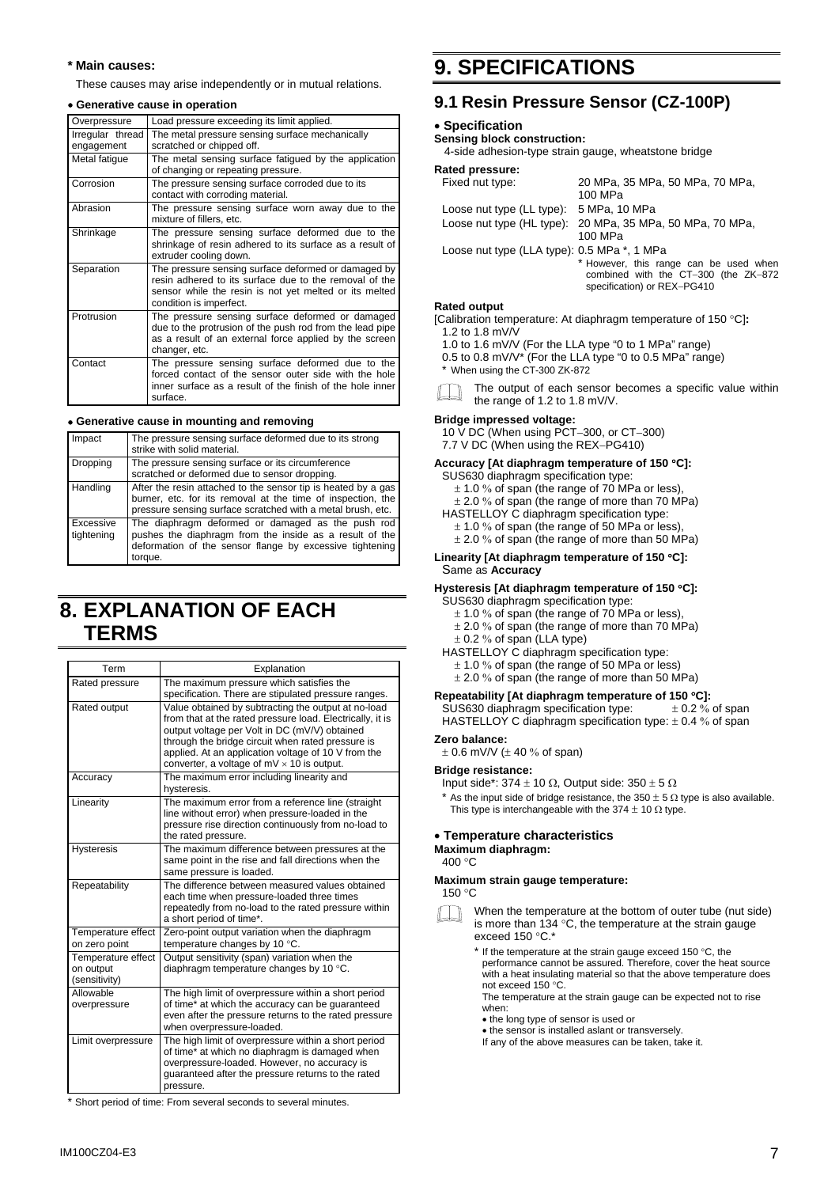**\* Main causes:**

These causes may arise independently or in mutual relations.

- **Generative cause in operation**

| | |
|---|---|
| Overpressure | Load pressure exceeding its limit applied. |
| Irregular thread engagement | The metal pressure sensing surface mechanically scratched or chipped off. |
| Metal fatigue | The metal sensing surface fatigued by the application of changing or repeating pressure. |
| Corrosion | The pressure sensing surface corroded due to its contact with corroding material. |
| Abrasion | The pressure sensing surface worn away due to the mixture of fillers, etc. |
| Shrinkage | The pressure sensing surface deformed due to the shrinkage of resin adhered to its surface as a result of extruder cooling down. |
| Separation | The pressure sensing surface deformed or damaged by resin adhered to its surface due to the removal of the sensor while the resin is not yet melted or its melted condition is imperfect. |
| Protrusion | The pressure sensing surface deformed or damaged due to the protrusion of the push rod from the lead pipe as a result of an external force applied by the screen changer, etc. |
| Contact | The pressure sensing surface deformed due to the forced contact of the sensor outer side with the hole inner surface as a result of the finish of the hole inner surface. |

- **Generative cause in mounting and removing**

| | |
|---|---|
| Impact | The pressure sensing surface deformed due to its strong strike with solid material. |
| Dropping | The pressure sensing surface or its circumference scratched or deformed due to sensor dropping. |
| Handling | After the resin attached to the sensor tip is heated by a gas burner, etc. for its removal at the time of inspection, the pressure sensing surface scratched with a metal brush, etc. |
| Excessive tightening | The diaphragm deformed or damaged as the push rod pushes the diaphragm from the inside as a result of the deformation of the sensor flange by excessive tightening torque. |

# 8. EXPLANATION OF EACH TERMS

| Term | Explanation |
|---|---|
| Rated pressure | The maximum pressure which satisfies the specification. There are stipulated pressure ranges. |
| Rated output | Value obtained by subtracting the output at no-load from that at the rated pressure load. Electrically, it is output voltage per Volt in DC (mV/V) obtained through the bridge circuit when rated pressure is applied. At an application voltage of 10 V from the converter, a voltage of mV × 10 is output. |
| Accuracy | The maximum error including linearity and hysteresis. |
| Linearity | The maximum error from a reference line (straight line without error) when pressure-loaded in the pressure rise direction continuously from no-load to the rated pressure. |
| Hysteresis | The maximum difference between pressures at the same point in the rise and fall directions when the same pressure is loaded. |
| Repeatability | The difference between measured values obtained each time when pressure-loaded three times repeatedly from no-load to the rated pressure within a short period of time*. |
| Temperature effect on zero point | Zero-point output variation when the diaphragm temperature changes by 10 °C. |
| Temperature effect on output (sensitivity) | Output sensitivity (span) variation when the diaphragm temperature changes by 10 °C. |
| Allowable overpressure | The high limit of overpressure within a short period of time* at which the accuracy can be guaranteed even after the pressure returns to the rated pressure when overpressure-loaded. |
| Limit overpressure | The high limit of overpressure within a short period of time* at which no diaphragm is damaged when overpressure-loaded. However, no accuracy is guaranteed after the pressure returns to the rated pressure. |

\* Short period of time: From several seconds to several minutes.

# 9. SPECIFICATIONS

## 9.1 Resin Pressure Sensor (CZ-100P)

- **Specification**

**Sensing block construction:**

4-side adhesion-type strain gauge, wheatstone bridge

**Rated pressure:**

Fixed nut type: 20 MPa, 35 MPa, 50 MPa, 70 MPa, 100 MPa

Loose nut type (LL type): 5 MPa, 10 MPa

Loose nut type (HL type): 20 MPa, 35 MPa, 50 MPa, 70 MPa, 100 MPa

Loose nut type (LLA type): 0.5 MPa *, 1 MPa

\* However, this range can be used when combined with the CT–300 (the ZK–872 specification) or REX–PG410

**Rated output**

[Calibration temperature: At diaphragm temperature of 150 °C]**:**

1.2 to 1.8 mV/V

1.0 to 1.6 mV/V (For the LLA type "0 to 1 MPa" range)

0.5 to 0.8 mV/V* (For the LLA type "0 to 0.5 MPa" range)

\* When using the CT-300 ZK-872

The output of each sensor becomes a specific value within the range of 1.2 to 1.8 mV/V.

**Bridge impressed voltage:**

10 V DC (When using PCT–300, or CT–300)

7.7 V DC (When using the REX–PG410)

**Accuracy [At diaphragm temperature of 150 °C]:**

SUS630 diaphragm specification type:

± 1.0 % of span (the range of 70 MPa or less),

± 2.0 % of span (the range of more than 70 MPa)

HASTELLOY C diaphragm specification type:

± 1.0 % of span (the range of 50 MPa or less),

± 2.0 % of span (the range of more than 50 MPa)

**Linearity [At diaphragm temperature of 150 °C]:**

Same as **Accuracy**

**Hysteresis [At diaphragm temperature of 150 °C]:**

SUS630 diaphragm specification type:

± 1.0 % of span (the range of 70 MPa or less),

± 2.0 % of span (the range of more than 70 MPa)

± 0.2 % of span (LLA type)

HASTELLOY C diaphragm specification type:

± 1.0 % of span (the range of 50 MPa or less)

± 2.0 % of span (the range of more than 50 MPa)

**Repeatability [At diaphragm temperature of 150 °C]:**

SUS630 diaphragm specification type: ± 0.2 % of span

HASTELLOY C diaphragm specification type: ± 0.4 % of span

**Zero balance:**

± 0.6 mV/V (± 40 % of span)

**Bridge resistance:**

Input side*: 374 ± 10 Ω, Output side: 350 ± 5 Ω

\* As the input side of bridge resistance, the 350 ± 5 Ω type is also available. This type is interchangeable with the 374 ± 10 Ω type.

- **Temperature characteristics**

**Maximum diaphragm:**

400 °C

**Maximum strain gauge temperature:**

150 °C

When the temperature at the bottom of outer tube (nut side) is more than 134 °C, the temperature at the strain gauge exceed 150 °C.*

\* If the temperature at the strain gauge exceed 150 °C, the performance cannot be assured. Therefore, cover the heat source with a heat insulating material so that the above temperature does not exceed 150 °C.

The temperature at the strain gauge can be expected not to rise when:

- the long type of sensor is used or
- the sensor is installed aslant or transversely.

If any of the above measures can be taken, take it.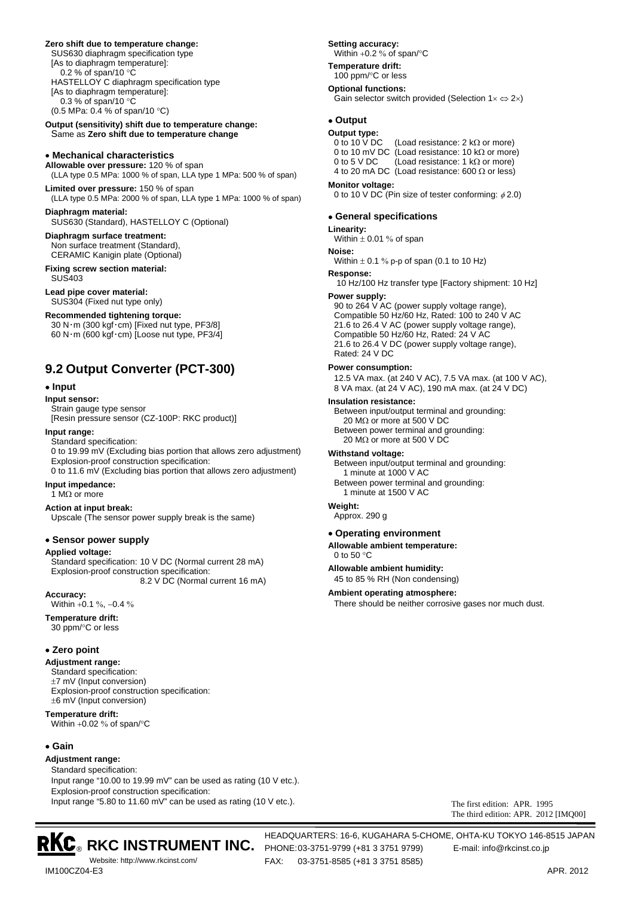**Zero shift due to temperature change:**
SUS630 diaphragm specification type
[As to diaphragm temperature]:
0.2 % of span/10 °C
HASTELLOY C diaphragm specification type
[As to diaphragm temperature]:
0.3 % of span/10 °C
(0.5 MPa: 0.4 % of span/10 °C)

**Output (sensitivity) shift due to temperature change:**
Same as **Zero shift due to temperature change**

- **Mechanical characteristics**

**Allowable over pressure:** 120 % of span
(LLA type 0.5 MPa: 1000 % of span, LLA type 1 MPa: 500 % of span)

**Limited over pressure:** 150 % of span
(LLA type 0.5 MPa: 2000 % of span, LLA type 1 MPa: 1000 % of span)

**Diaphragm material:**
SUS630 (Standard), HASTELLOY C (Optional)

**Diaphragm surface treatment:**
Non surface treatment (Standard),
CERAMIC Kanigin plate (Optional)

**Fixing screw section material:**
SUS403

**Lead pipe cover material:**
SUS304 (Fixed nut type only)

**Recommended tightening torque:**
30 N･m (300 kgf･cm) [Fixed nut type, PF3/8]
60 N･m (600 kgf･cm) [Loose nut type, PF3/4]

## 9.2 Output Converter (PCT-300)

- **Input**

**Input sensor:**
Strain gauge type sensor
[Resin pressure sensor (CZ-100P: RKC product)]

**Input range:**
Standard specification:
0 to 19.99 mV (Excluding bias portion that allows zero adjustment)
Explosion-proof construction specification:
0 to 11.6 mV (Excluding bias portion that allows zero adjustment)

**Input impedance:**
1 MΩ or more

**Action at input break:**
Upscale (The sensor power supply break is the same)

- **Sensor power supply**

**Applied voltage:**
Standard specification: 10 V DC (Normal current 28 mA)
Explosion-proof construction specification:
8.2 V DC (Normal current 16 mA)

**Accuracy:**
Within +0.1 %, −0.4 %

**Temperature drift:**
30 ppm/°C or less

- **Zero point**

**Adjustment range:**
Standard specification:
±7 mV (Input conversion)
Explosion-proof construction specification:
±6 mV (Input conversion)

**Temperature drift:**
Within +0.02 % of span/°C

- **Gain**

**Adjustment range:**
Standard specification:
Input range "10.00 to 19.99 mV" can be used as rating (10 V etc.).
Explosion-proof construction specification:
Input range "5.80 to 11.60 mV" can be used as rating (10 V etc.).

**Setting accuracy:**
Within +0.2 % of span/°C

**Temperature drift:**
100 ppm/°C or less

**Optional functions:**
Gain selector switch provided (Selection 1× ⇔ 2×)

- **Output**

**Output type:**
0 to 10 V DC (Load resistance: 2 kΩ or more)
0 to 10 mV DC (Load resistance: 10 kΩ or more)
0 to 5 V DC (Load resistance: 1 kΩ or more)
4 to 20 mA DC (Load resistance: 600 Ω or less)

**Monitor voltage:**
0 to 10 V DC (Pin size of tester conforming: ϕ2.0)

- **General specifications**

**Linearity:**
Within ± 0.01 % of span

**Noise:**
Within ± 0.1 % p-p of span (0.1 to 10 Hz)

**Response:**
10 Hz/100 Hz transfer type [Factory shipment: 10 Hz]

**Power supply:**
90 to 264 V AC (power supply voltage range),
Compatible 50 Hz/60 Hz, Rated: 100 to 240 V AC
21.6 to 26.4 V AC (power supply voltage range),
Compatible 50 Hz/60 Hz, Rated: 24 V AC
21.6 to 26.4 V DC (power supply voltage range),
Rated: 24 V DC

**Power consumption:**
12.5 VA max. (at 240 V AC), 7.5 VA max. (at 100 V AC),
8 VA max. (at 24 V AC), 190 mA max. (at 24 V DC)

**Insulation resistance:**
Between input/output terminal and grounding:
20 MΩ or more at 500 V DC
Between power terminal and grounding:
20 MΩ or more at 500 V DC

**Withstand voltage:**
Between input/output terminal and grounding:
1 minute at 1000 V AC
Between power terminal and grounding:
1 minute at 1500 V AC

**Weight:**
Approx. 290 g

- **Operating environment**

**Allowable ambient temperature:**
0 to 50 °C

**Allowable ambient humidity:**
45 to 85 % RH (Non condensing)

**Ambient operating atmosphere:**
There should be neither corrosive gases nor much dust.

The first edition: APR. 1995
The third edition: APR. 2012 [IMQ00]

**RKC® RKC INSTRUMENT INC.**
Website: http://www.rkcinst.com/

HEADQUARTERS: 16-6, KUGAHARA 5-CHOME, OHTA-KU TOKYO 146-8515 JAPAN
PHONE: 03-3751-9799 (+81 3 3751 9799) E-mail: info@rkcinst.co.jp
FAX: 03-3751-8585 (+81 3 3751 8585)

IM100CZ04-E3 APR. 2012